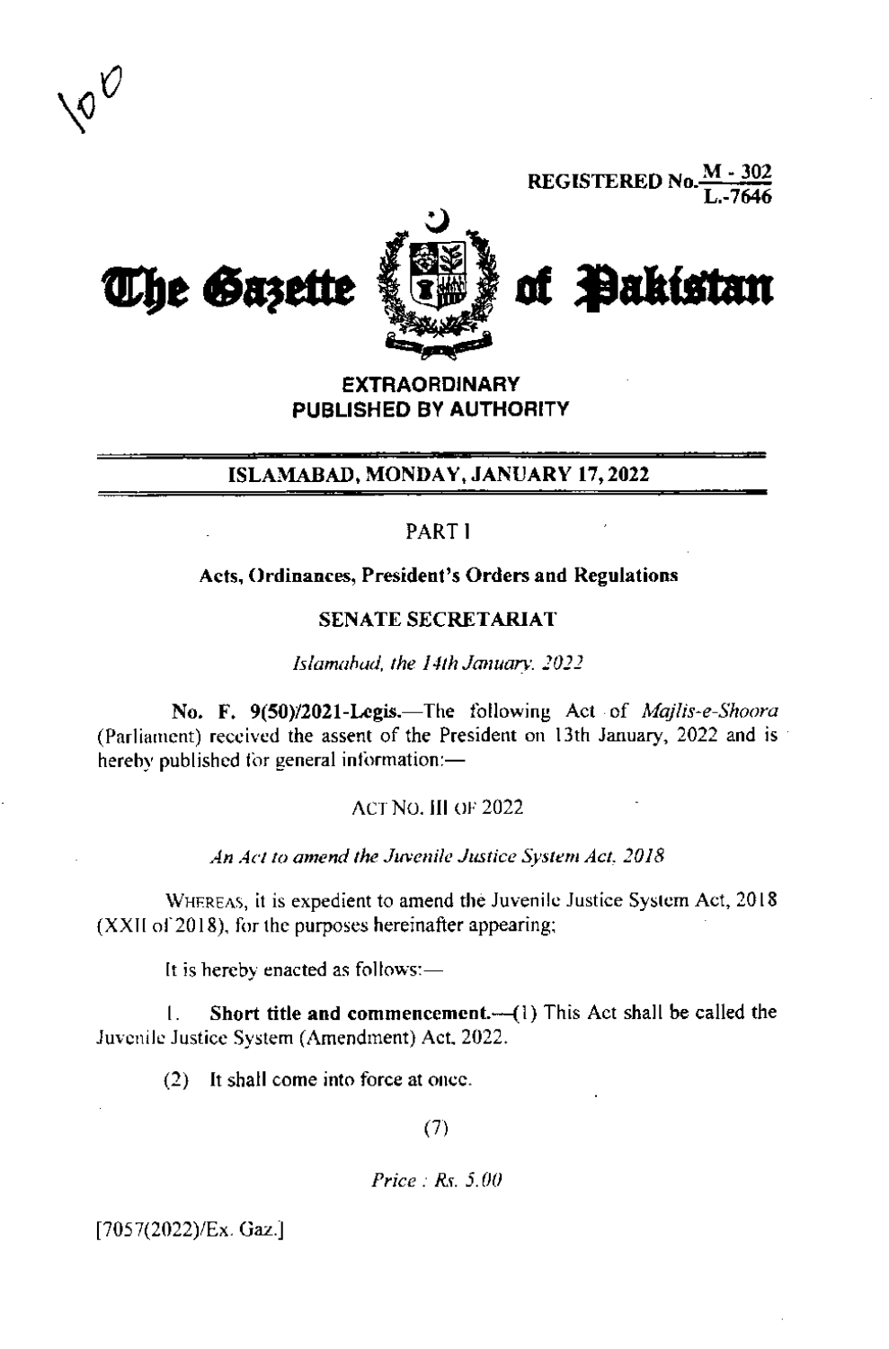REGISTERED No. M - 302 / L.-7646

# The Gazette of Pakistan

**EXTRAORDINARY**
**PUBLISHED BY AUTHORITY**

## ISLAMABAD, MONDAY, JANUARY 17, 2022

PART I

**Acts, Ordinances, President's Orders and Regulations**

**SENATE SECRETARIAT**

*Islamabad, the 14th January, 2022*

**No. F. 9(50)/2021-Legis.**—The following Act of *Majlis-e-Shoora* (Parliament) received the assent of the President on 13th January, 2022 and is hereby published for general information:—

ACT NO. III OF 2022

*An Act to amend the Juvenile Justice System Act, 2018*

WHEREAS, it is expedient to amend the Juvenile Justice System Act, 2018 (XXII of 2018), for the purposes hereinafter appearing;

It is hereby enacted as follows:—

1. **Short title and commencement.**—(1) This Act shall be called the Juvenile Justice System (Amendment) Act, 2022.

(2) It shall come into force at once.

*Price : Rs. 5.00*

[7057(2022)/Ex. Gaz.]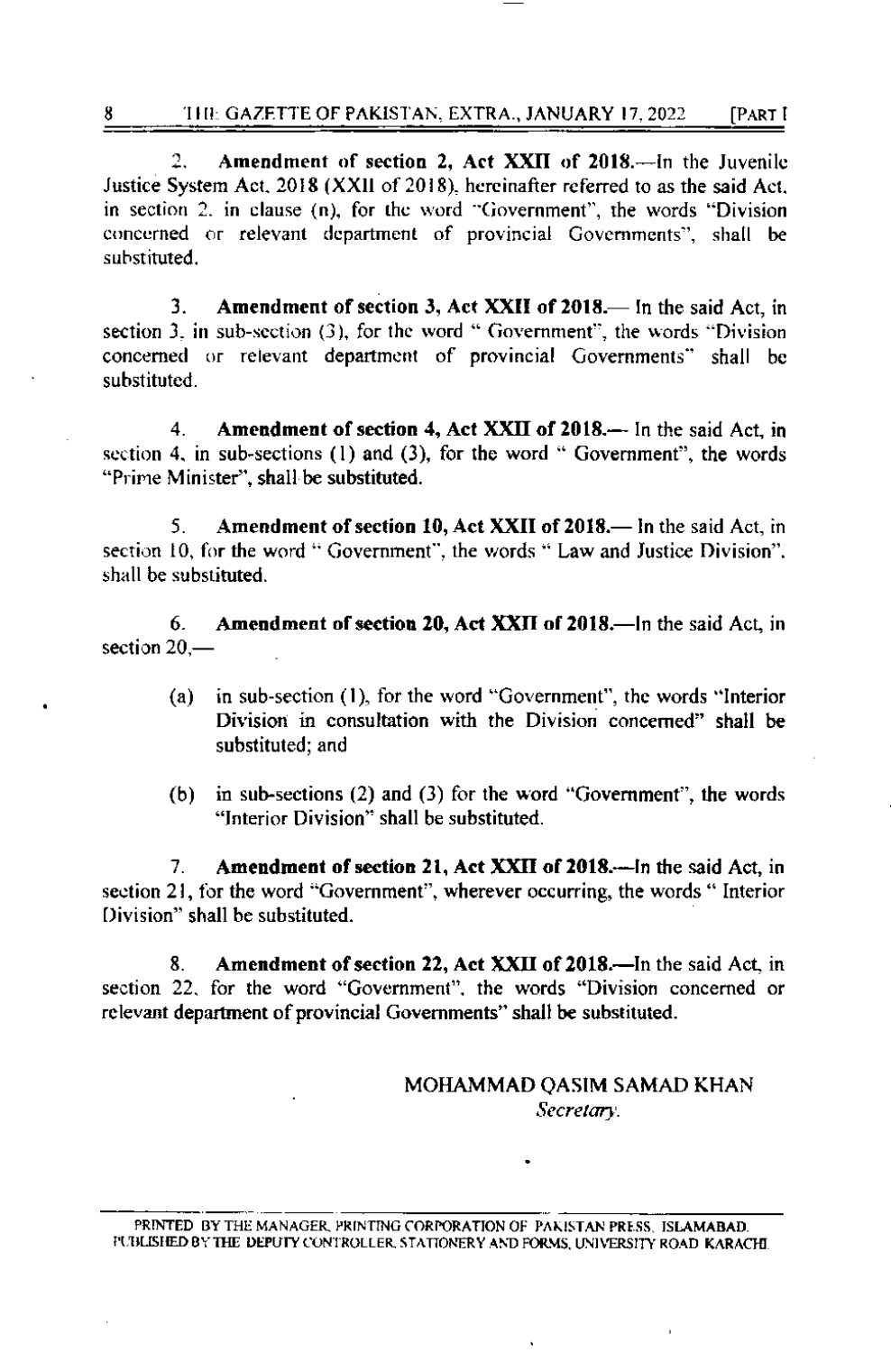2. **Amendment of section 2, Act XXII of 2018.**—In the Juvenile Justice System Act, 2018 (XXII of 2018), hereinafter referred to as the said Act, in section 2, in clause (n), for the word "Government", the words "Division concerned or relevant department of provincial Governments", shall be substituted.

3. **Amendment of section 3, Act XXII of 2018.**— In the said Act, in section 3, in sub-section (3), for the word " Government", the words "Division concerned or relevant department of provincial Governments" shall be substituted.

4. **Amendment of section 4, Act XXII of 2018.**— In the said Act, in section 4, in sub-sections (1) and (3), for the word " Government", the words "Prime Minister", shall be substituted.

5. **Amendment of section 10, Act XXII of 2018.**— In the said Act, in section 10, for the word " Government", the words " Law and Justice Division", shall be substituted.

6. **Amendment of section 20, Act XXII of 2018.**—In the said Act, in section 20,—

(a) in sub-section (1), for the word "Government", the words "Interior Division in consultation with the Division concerned" shall be substituted; and

(b) in sub-sections (2) and (3) for the word "Government", the words "Interior Division" shall be substituted.

7. **Amendment of section 21, Act XXII of 2018.**—In the said Act, in section 21, for the word "Government", wherever occurring, the words " Interior Division" shall be substituted.

8. **Amendment of section 22, Act XXII of 2018.**—In the said Act, in section 22, for the word "Government", the words "Division concerned or relevant department of provincial Governments" shall be substituted.

MOHAMMAD QASIM SAMAD KHAN
*Secretary.*

PRINTED BY THE MANAGER, PRINTING CORPORATION OF PAKISTAN PRESS, ISLAMABAD.
PUBLISHED BY THE DEPUTY CONTROLLER, STATIONERY AND FORMS, UNIVERSITY ROAD KARACHI.